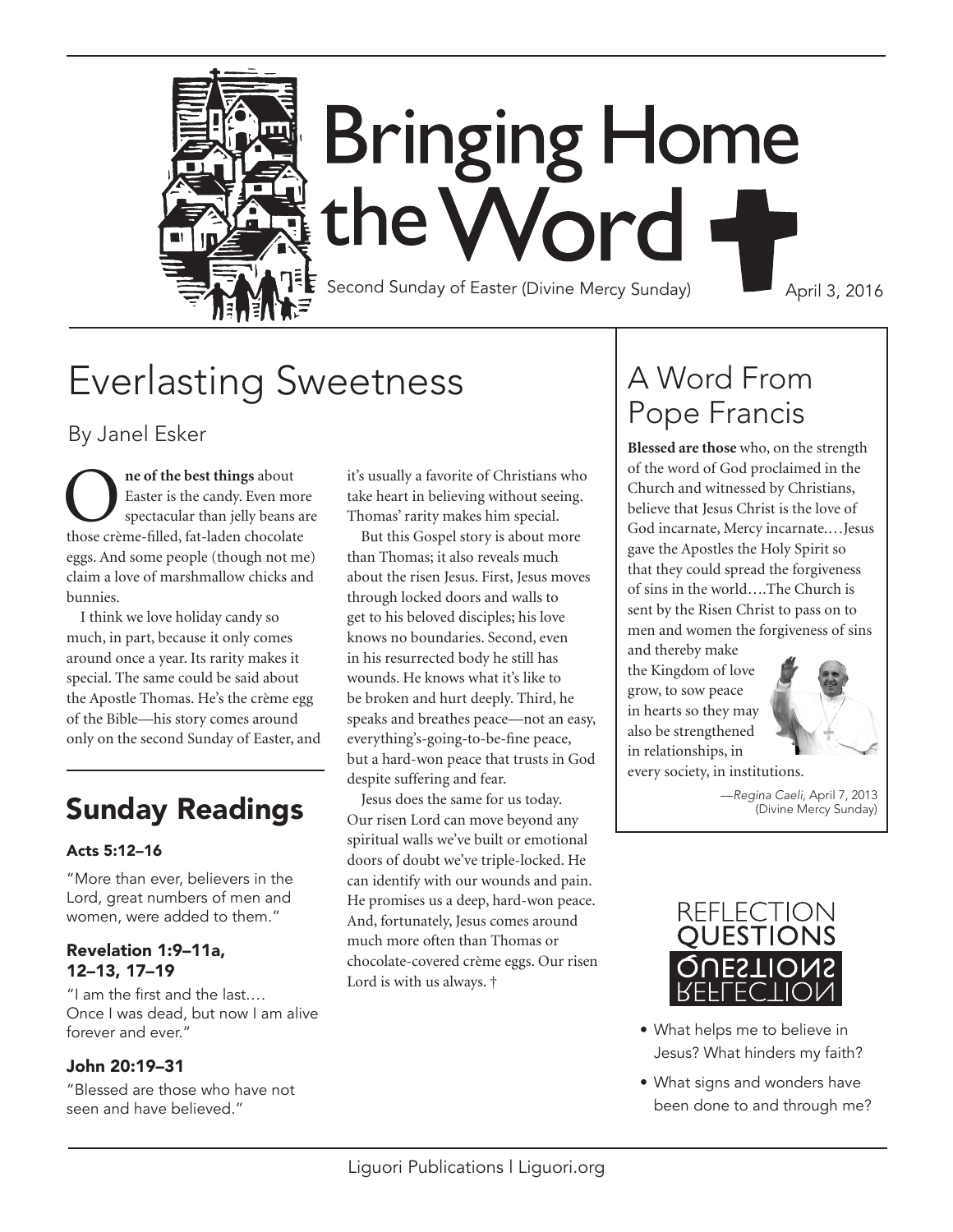# Bringing Home the Word

Second Sunday of Easter (Divine Mercy Sunday)

April 3, 2016

## Everlasting Sweetness

By Janel Esker

**One of the best things** about Easter is the candy. Even more spectacular than jelly beans are those crème-filled, fat-laden chocolate eggs. And some people (though not me) claim a love of marshmallow chicks and bunnies.

I think we love holiday candy so much, in part, because it only comes around once a year. Its rarity makes it special. The same could be said about the Apostle Thomas. He's the crème egg of the Bible—his story comes around only on the second Sunday of Easter, and it's usually a favorite of Christians who take heart in believing without seeing. Thomas' rarity makes him special.

But this Gospel story is about more than Thomas; it also reveals much about the risen Jesus. First, Jesus moves through locked doors and walls to get to his beloved disciples; his love knows no boundaries. Second, even in his resurrected body he still has wounds. He knows what it's like to be broken and hurt deeply. Third, he speaks and breathes peace—not an easy, everything's-going-to-be-fine peace, but a hard-won peace that trusts in God despite suffering and fear.

Jesus does the same for us today. Our risen Lord can move beyond any spiritual walls we've built or emotional doors of doubt we've triple-locked. He can identify with our wounds and pain. He promises us a deep, hard-won peace. And, fortunately, Jesus comes around much more often than Thomas or chocolate-covered crème eggs. Our risen Lord is with us always. †

## Sunday Readings

### Acts 5:12–16

"More than ever, believers in the Lord, great numbers of men and women, were added to them."

### Revelation 1:9–11a, 12–13, 17–19

"I am the first and the last.… Once I was dead, but now I am alive forever and ever."

### John 20:19–31

"Blessed are those who have not seen and have believed."

## A Word From Pope Francis

**Blessed are those** who, on the strength of the word of God proclaimed in the Church and witnessed by Christians, believe that Jesus Christ is the love of God incarnate, Mercy incarnate.…Jesus gave the Apostles the Holy Spirit so that they could spread the forgiveness of sins in the world….The Church is sent by the Risen Christ to pass on to men and women the forgiveness of sins and thereby make the Kingdom of love grow, to sow peace in hearts so they may also be strengthened in relationships, in every society, in institutions.

—*Regina Caeli*, April 7, 2013 (Divine Mercy Sunday)

## Reflection Questions

- What helps me to believe in Jesus? What hinders my faith?
- What signs and wonders have been done to and through me?

Liguori Publications | Liguori.org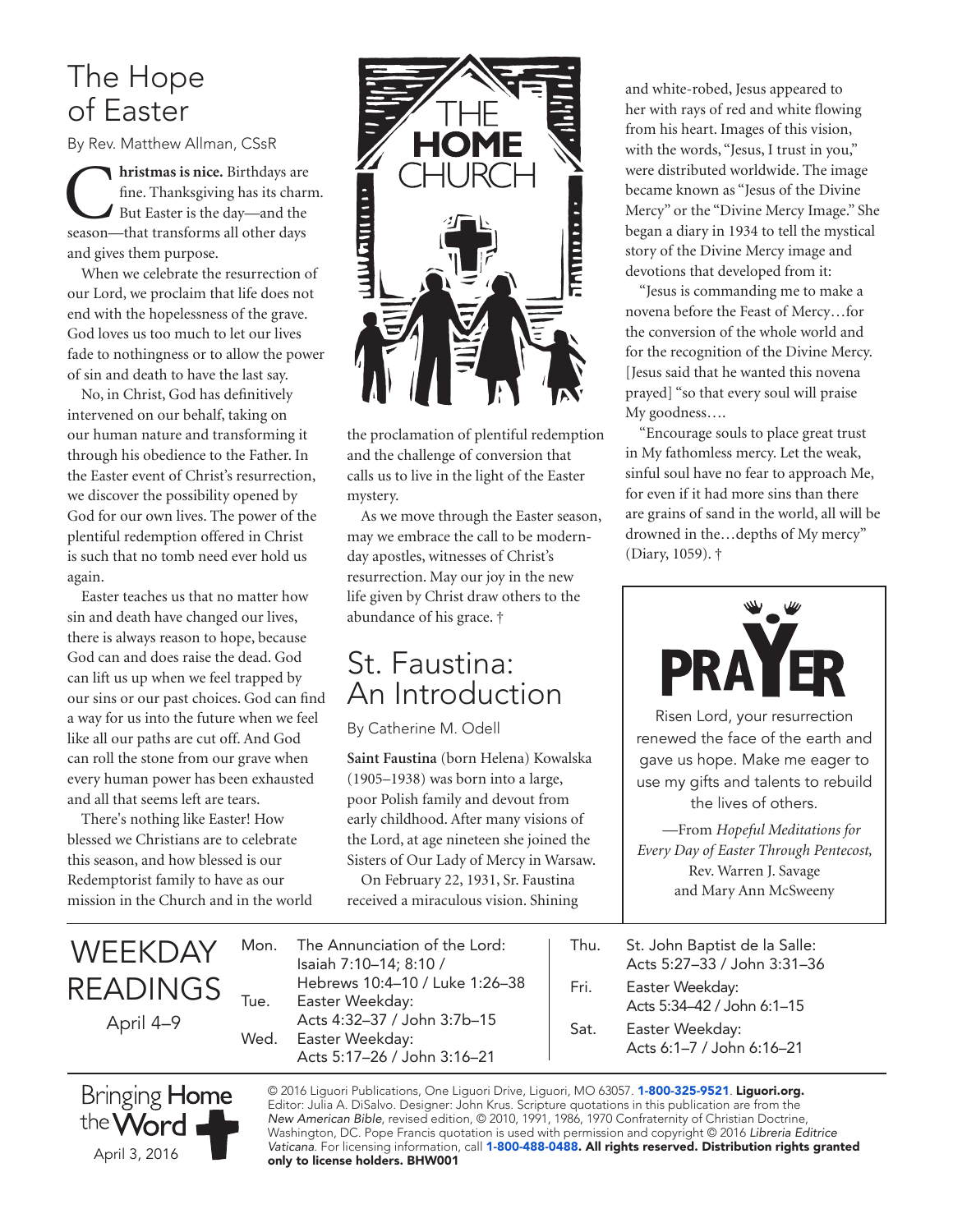# The Hope of Easter

By Rev. Matthew Allman, CSsR

**Christmas is nice.** Birthdays are fine. Thanksgiving has its charm. But Easter is the day—and the season—that transforms all other days and gives them purpose.

When we celebrate the resurrection of our Lord, we proclaim that life does not end with the hopelessness of the grave. God loves us too much to let our lives fade to nothingness or to allow the power of sin and death to have the last say.

No, in Christ, God has definitively intervened on our behalf, taking on our human nature and transforming it through his obedience to the Father. In the Easter event of Christ's resurrection, we discover the possibility opened by God for our own lives. The power of the plentiful redemption offered in Christ is such that no tomb need ever hold us again.

Easter teaches us that no matter how sin and death have changed our lives, there is always reason to hope, because God can and does raise the dead. God can lift us up when we feel trapped by our sins or our past choices. God can find a way for us into the future when we feel like all our paths are cut off. And God can roll the stone from our grave when every human power has been exhausted and all that seems left are tears.

There's nothing like Easter! How blessed we Christians are to celebrate this season, and how blessed is our Redemptorist family to have as our mission in the Church and in the world the proclamation of plentiful redemption and the challenge of conversion that calls us to live in the light of the Easter mystery.

As we move through the Easter season, may we embrace the call to be modern-day apostles, witnesses of Christ's resurrection. May our joy in the new life given by Christ draw others to the abundance of his grace. †

THE HOME CHURCH

# St. Faustina: An Introduction

By Catherine M. Odell

**Saint Faustina** (born Helena) Kowalska (1905–1938) was born into a large, poor Polish family and devout from early childhood. After many visions of the Lord, at age nineteen she joined the Sisters of Our Lady of Mercy in Warsaw.

On February 22, 1931, Sr. Faustina received a miraculous vision. Shining and white-robed, Jesus appeared to her with rays of red and white flowing from his heart. Images of this vision, with the words, "Jesus, I trust in you," were distributed worldwide. The image became known as "Jesus of the Divine Mercy" or the "Divine Mercy Image." She began a diary in 1934 to tell the mystical story of the Divine Mercy image and devotions that developed from it:

"Jesus is commanding me to make a novena before the Feast of Mercy…for the conversion of the whole world and for the recognition of the Divine Mercy. [Jesus said that he wanted this novena prayed] "so that every soul will praise My goodness….

"Encourage souls to place great trust in My fathomless mercy. Let the weak, sinful soul have no fear to approach Me, for even if it had more sins than there are grains of sand in the world, all will be drowned in the…depths of My mercy" (Diary, 1059). †

# PRAYER

Risen Lord, your resurrection renewed the face of the earth and gave us hope. Make me eager to use my gifts and talents to rebuild the lives of others.

—From *Hopeful Meditations for Every Day of Easter Through Pentecost,* Rev. Warren J. Savage and Mary Ann McSweeny

# WEEKDAY READINGS

April 4–9

| | |
|---|---|
| Mon. | The Annunciation of the Lord: Isaiah 7:10–14; 8:10 / Hebrews 10:4–10 / Luke 1:26–38 |
| Tue. | Easter Weekday: Acts 4:32–37 / John 3:7b–15 |
| Wed. | Easter Weekday: Acts 5:17–26 / John 3:16–21 |
| Thu. | St. John Baptist de la Salle: Acts 5:27–33 / John 3:31–36 |
| Fri. | Easter Weekday: Acts 5:34–42 / John 6:1–15 |
| Sat. | Easter Weekday: Acts 6:1–7 / John 6:16–21 |

Bringing Home the Word
April 3, 2016

© 2016 Liguori Publications, One Liguori Drive, Liguori, MO 63057. 1-800-325-9521. **Liguori.org.** Editor: Julia A. DiSalvo. Designer: John Krus. Scripture quotations in this publication are from the *New American Bible*, revised edition, © 2010, 1991, 1986, 1970 Confraternity of Christian Doctrine, Washington, DC. Pope Francis quotation is used with permission and copyright © 2016 *Libreria Editrice Vaticana.* For licensing information, call 1-800-488-0488. **All rights reserved. Distribution rights granted only to license holders. BHW001**